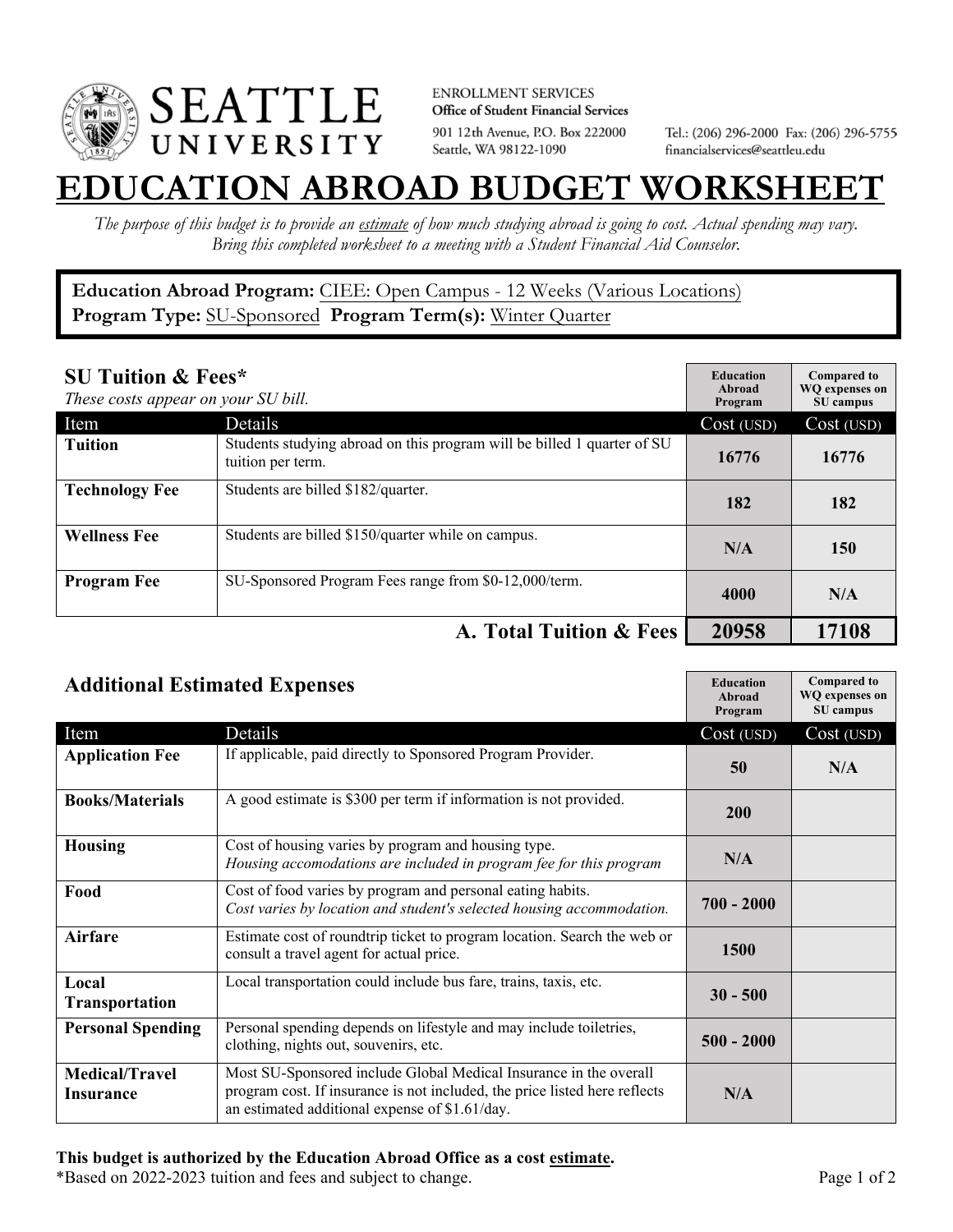SEATTLE UNIVERSITY

ENROLLMENT SERVICES
**Office of Student Financial Services**
901 12th Avenue, P.O. Box 222000
Seattle, WA 98122-1090

Tel.: (206) 296-2000 Fax: (206) 296-5755
financialservices@seattleu.edu

# EDUCATION ABROAD BUDGET WORKSHEET

*The purpose of this budget is to provide an estimate of how much studying abroad is going to cost. Actual spending may vary. Bring this completed worksheet to a meeting with a Student Financial Aid Counselor.*

**Education Abroad Program:** CIEE: Open Campus - 12 Weeks (Various Locations)
**Program Type:** SU-Sponsored **Program Term(s):** Winter Quarter

## SU Tuition & Fees*

*These costs appear on your SU bill.*

| Item | Details | Education Abroad Program Cost (USD) | Compared to WQ expenses on SU campus Cost (USD) |
|---|---|---|---|
| **Tuition** | Students studying abroad on this program will be billed 1 quarter of SU tuition per term. | 16776 | 16776 |
| **Technology Fee** | Students are billed $182/quarter. | 182 | 182 |
| **Wellness Fee** | Students are billed $150/quarter while on campus. | N/A | 150 |
| **Program Fee** | SU-Sponsored Program Fees range from $0-12,000/term. | 4000 | N/A |
| | **A. Total Tuition & Fees** | **20958** | **17108** |

## Additional Estimated Expenses

| Item | Details | Education Abroad Program Cost (USD) | Compared to WQ expenses on SU campus Cost (USD) |
|---|---|---|---|
| **Application Fee** | If applicable, paid directly to Sponsored Program Provider. | 50 | N/A |
| **Books/Materials** | A good estimate is $300 per term if information is not provided. | 200 | |
| **Housing** | Cost of housing varies by program and housing type. *Housing accomodations are included in program fee for this program* | N/A | |
| **Food** | Cost of food varies by program and personal eating habits. *Cost varies by location and student's selected housing accommodation.* | 700 - 2000 | |
| **Airfare** | Estimate cost of roundtrip ticket to program location. Search the web or consult a travel agent for actual price. | 1500 | |
| **Local Transportation** | Local transportation could include bus fare, trains, taxis, etc. | 30 - 500 | |
| **Personal Spending** | Personal spending depends on lifestyle and may include toiletries, clothing, nights out, souvenirs, etc. | 500 - 2000 | |
| **Medical/Travel Insurance** | Most SU-Sponsored include Global Medical Insurance in the overall program cost. If insurance is not included, the price listed here reflects an estimated additional expense of $1.61/day. | N/A | |

**This budget is authorized by the Education Abroad Office as a cost estimate.**
*Based on 2022-2023 tuition and fees and subject to change.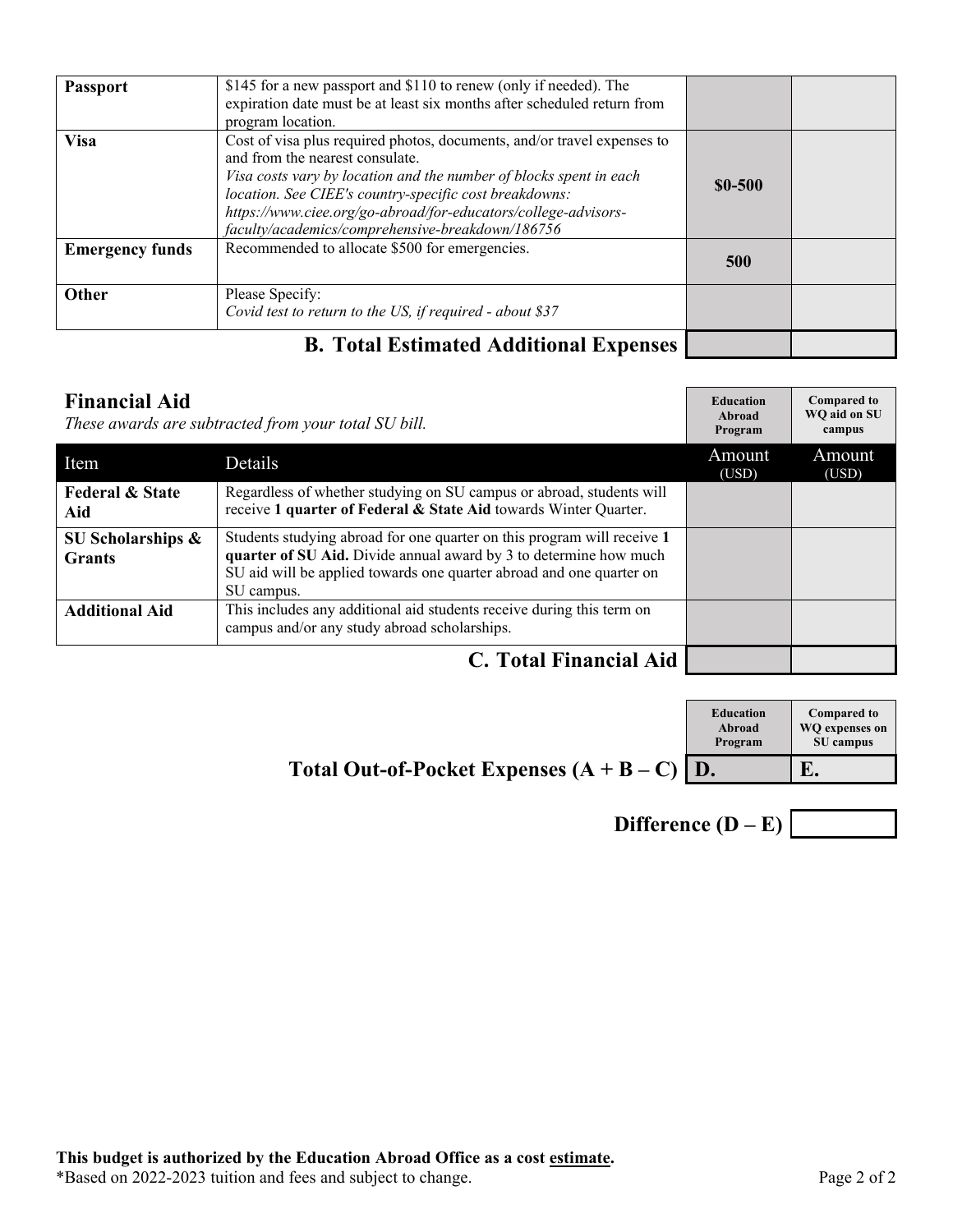| | | | |
|---|---|---|---|
| **Passport** | $145 for a new passport and $110 to renew (only if needed). The expiration date must be at least six months after scheduled return from program location. | | |
| **Visa** | Cost of visa plus required photos, documents, and/or travel expenses to and from the nearest consulate. *Visa costs vary by location and the number of blocks spent in each location. See CIEE's country-specific cost breakdowns: https://www.ciee.org/go-abroad/for-educators/college-advisors-faculty/academics/comprehensive-breakdown/186756* | **$0-500** | |
| **Emergency funds** | Recommended to allocate $500 for emergencies. | **500** | |
| **Other** | Please Specify: *Covid test to return to the US, if required - about $37* | | |
| | **B. Total Estimated Additional Expenses** | | |

## Financial Aid

*These awards are subtracted from your total SU bill.*

| | | **Education Abroad Program** | **Compared to WQ aid on SU campus** |
|---|---|---|---|
| Item | Details | Amount (USD) | Amount (USD) |
| **Federal & State Aid** | Regardless of whether studying on SU campus or abroad, students will receive **1 quarter of Federal & State Aid** towards Winter Quarter. | | |
| **SU Scholarships & Grants** | Students studying abroad for one quarter on this program will receive **1 quarter of SU Aid.** Divide annual award by 3 to determine how much SU aid will be applied towards one quarter abroad and one quarter on SU campus. | | |
| **Additional Aid** | This includes any additional aid students receive during this term on campus and/or any study abroad scholarships. | | |
| | **C. Total Financial Aid** | | |

| | **Education Abroad Program** | **Compared to WQ expenses on SU campus** |
|---|---|---|
| **Total Out-of-Pocket Expenses (A + B – C)** | **D.** | **E.** |
| **Difference (D – E)** | | |

**This budget is authorized by the Education Abroad Office as a cost estimate.**

*Based on 2022-2023 tuition and fees and subject to change.